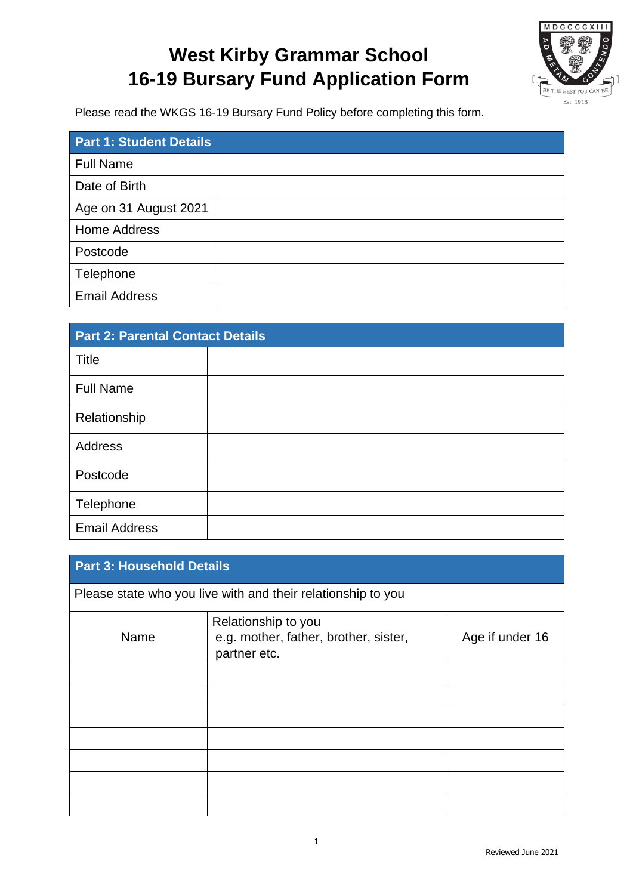# West Kirby Grammar School
# 16-19 Bursary Fund Application Form

Please read the WKGS 16-19 Bursary Fund Policy before completing this form.

| Part 1: Student Details | |
|---|---|
| Full Name | |
| Date of Birth | |
| Age on 31 August 2021 | |
| Home Address | |
| Postcode | |
| Telephone | |
| Email Address | |

| Part 2: Parental Contact Details | |
|---|---|
| Title | |
| Full Name | |
| Relationship | |
| Address | |
| Postcode | |
| Telephone | |
| Email Address | |

**Part 3: Household Details**

Please state who you live with and their relationship to you

| Name | Relationship to you e.g. mother, father, brother, sister, partner etc. | Age if under 16 |
|---|---|---|
| | | |
| | | |
| | | |
| | | |
| | | |
| | | |
| | | |

Reviewed June 2021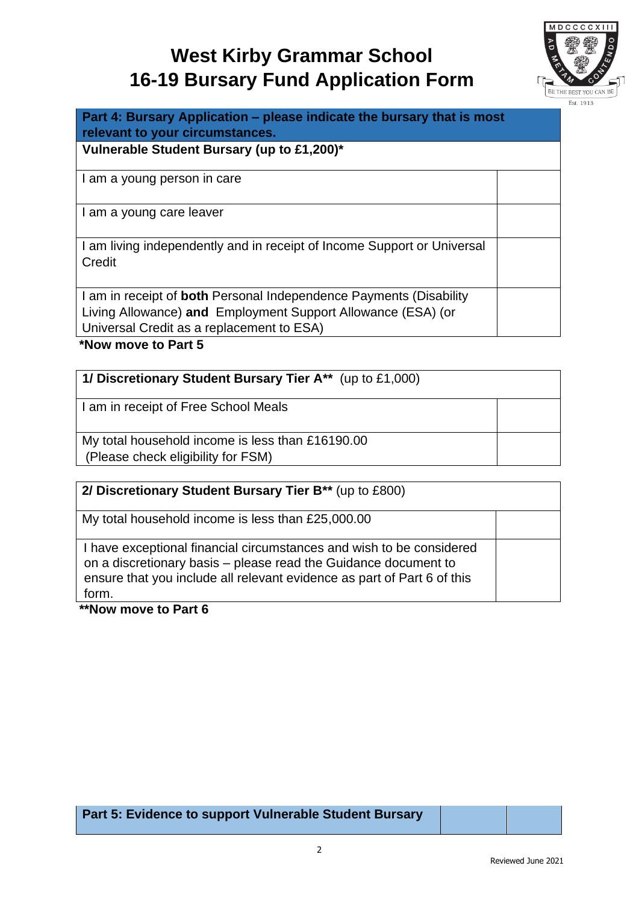# West Kirby Grammar School
# 16-19 Bursary Fund Application Form

| **Part 4: Bursary Application – please indicate the bursary that is most relevant to your circumstances.** | |
|---|---|
| **Vulnerable Student Bursary (up to £1,200)*** | |
| I am a young person in care | |
| I am a young care leaver | |
| I am living independently and in receipt of Income Support or Universal Credit | |
| I am in receipt of **both** Personal Independence Payments (Disability Living Allowance) **and** Employment Support Allowance (ESA) (or Universal Credit as a replacement to ESA) | |

**\*Now move to Part 5**

| **1/ Discretionary Student Bursary Tier A**** (up to £1,000) | |
|---|---|
| I am in receipt of Free School Meals | |
| My total household income is less than £16190.00 (Please check eligibility for FSM) | |

| **2/ Discretionary Student Bursary Tier B**** (up to £800) | |
|---|---|
| My total household income is less than £25,000.00 | |
| I have exceptional financial circumstances and wish to be considered on a discretionary basis – please read the Guidance document to ensure that you include all relevant evidence as part of Part 6 of this form. | |

****Now move to Part 6**

| **Part 5: Evidence to support Vulnerable Student Bursary** | | |
|---|---|---|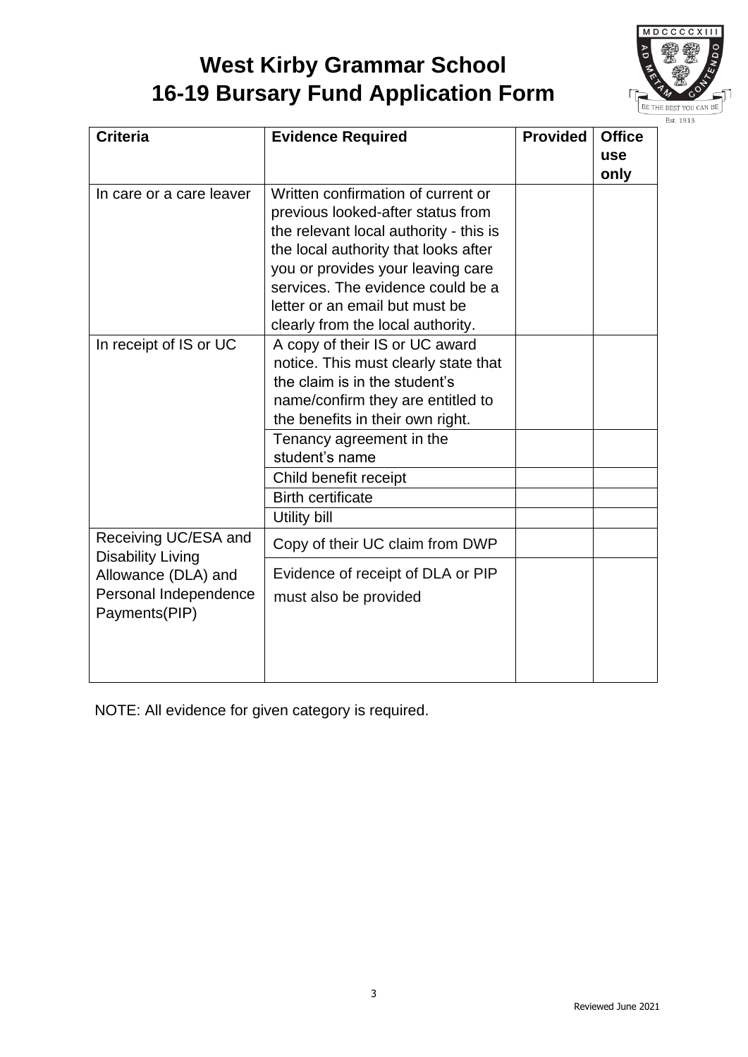# West Kirby Grammar School
# 16-19 Bursary Fund Application Form

| Criteria | Evidence Required | Provided | Office use only |
|---|---|---|---|
| In care or a care leaver | Written confirmation of current or previous looked-after status from the relevant local authority - this is the local authority that looks after you or provides your leaving care services. The evidence could be a letter or an email but must be clearly from the local authority. | | |
| In receipt of IS or UC | A copy of their IS or UC award notice. This must clearly state that the claim is in the student's name/confirm they are entitled to the benefits in their own right. | | |
| | Tenancy agreement in the student's name | | |
| | Child benefit receipt | | |
| | Birth certificate | | |
| | Utility bill | | |
| Receiving UC/ESA and Disability Living Allowance (DLA) and Personal Independence Payments(PIP) | Copy of their UC claim from DWP | | |
| | Evidence of receipt of DLA or PIP must also be provided | | |

NOTE: All evidence for given category is required.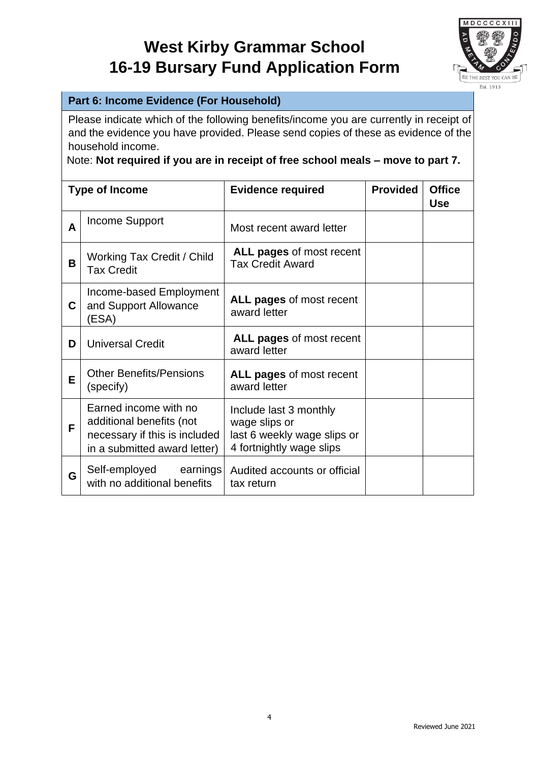# West Kirby Grammar School
# 16-19 Bursary Fund Application Form

## Part 6: Income Evidence (For Household)

Please indicate which of the following benefits/income you are currently in receipt of and the evidence you have provided. Please send copies of these as evidence of the household income.

Note: **Not required if you are in receipt of free school meals – move to part 7.**

| | Type of Income | Evidence required | Provided | Office Use |
|---|---|---|---|---|
| **A** | Income Support | Most recent award letter | | |
| **B** | Working Tax Credit / Child Tax Credit | **ALL pages** of most recent Tax Credit Award | | |
| **C** | Income-based Employment and Support Allowance (ESA) | **ALL pages** of most recent award letter | | |
| **D** | Universal Credit | **ALL pages** of most recent award letter | | |
| **E** | Other Benefits/Pensions (specify) | **ALL pages** of most recent award letter | | |
| **F** | Earned income with no additional benefits (not necessary if this is included in a submitted award letter) | Include last 3 monthly wage slips or last 6 weekly wage slips or 4 fortnightly wage slips | | |
| **G** | Self-employed earnings with no additional benefits | Audited accounts or official tax return | | |

Reviewed June 2021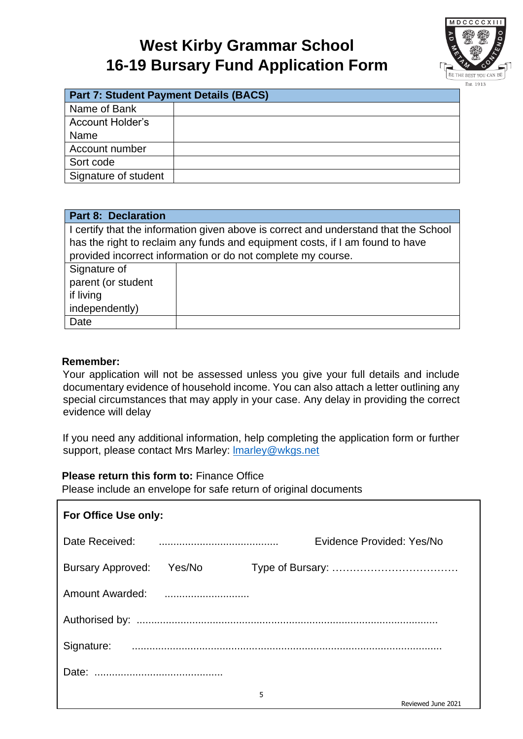# West Kirby Grammar School
# 16-19 Bursary Fund Application Form

| Part 7: Student Payment Details (BACS) | |
|---|---|
| Name of Bank | |
| Account Holder's Name | |
| Account number | |
| Sort code | |
| Signature of student | |

| Part 8: Declaration | |
|---|---|
| I certify that the information given above is correct and understand that the School has the right to reclaim any funds and equipment costs, if I am found to have provided incorrect information or do not complete my course. | |
| Signature of parent (or student if living independently) | |
| Date | |

**Remember:**

Your application will not be assessed unless you give your full details and include documentary evidence of household income. You can also attach a letter outlining any special circumstances that may apply in your case. Any delay in providing the correct evidence will delay

If you need any additional information, help completing the application form or further support, please contact Mrs Marley: lmarley@wkgs.net

**Please return this form to:** Finance Office

Please include an envelope for safe return of original documents

**For Office Use only:**

Date Received: ......................................... Evidence Provided: Yes/No

Bursary Approved: Yes/No Type of Bursary: ………………………………

Amount Awarded: .............................

Authorised by: ....................................................................................................

Signature: ........................................................................................................

Date: ............................................

Reviewed June 2021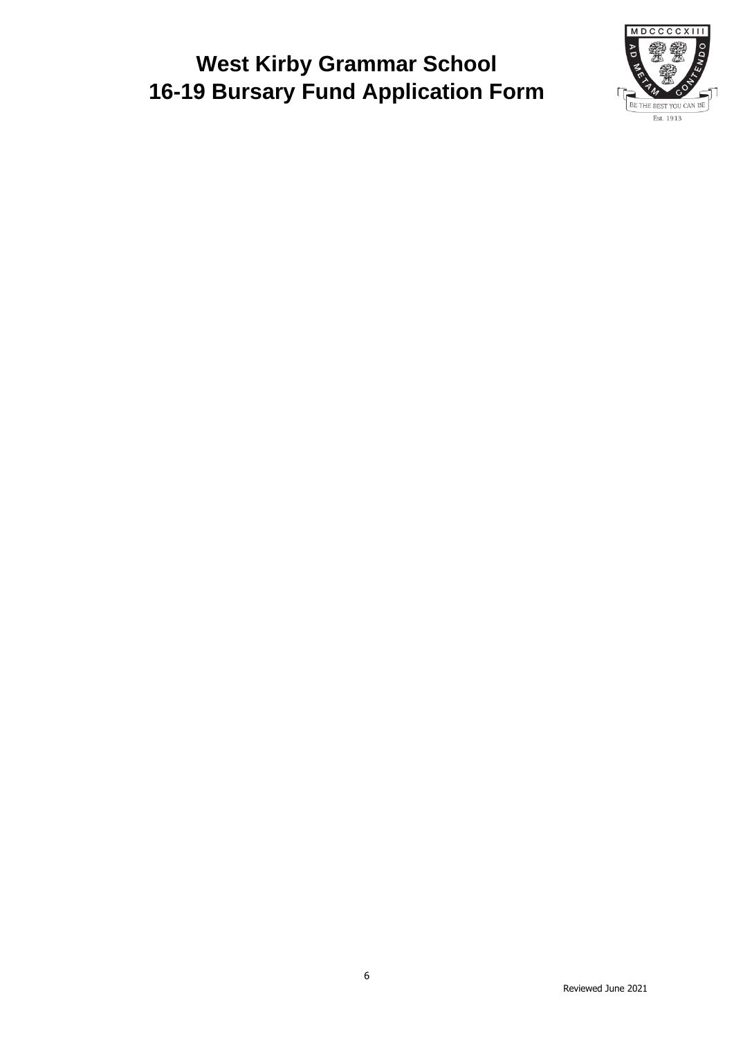# West Kirby Grammar School
# 16-19 Bursary Fund Application Form